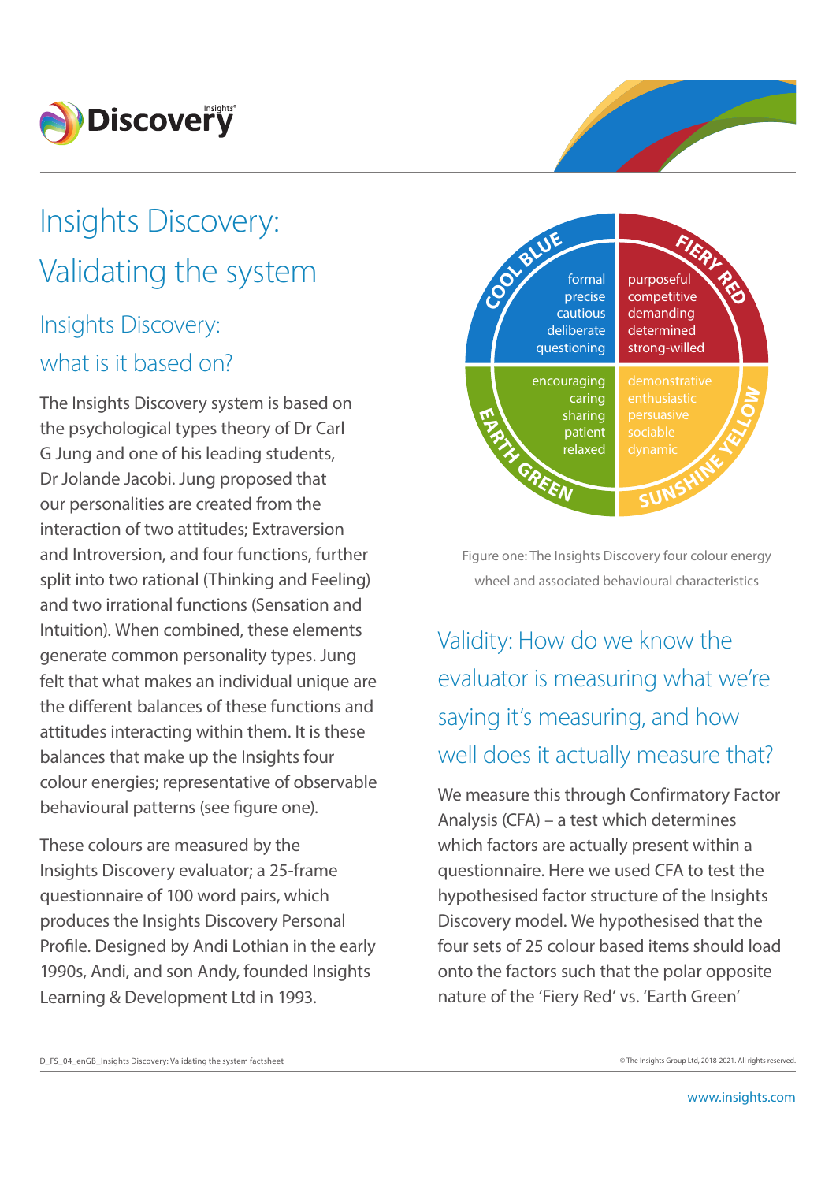# Insights Discovery: Validating the system

## Insights Discovery: what is it based on?

The Insights Discovery system is based on the psychological types theory of Dr Carl G Jung and one of his leading students, Dr Jolande Jacobi. Jung proposed that our personalities are created from the interaction of two attitudes; Extraversion and Introversion, and four functions, further split into two rational (Thinking and Feeling) and two irrational functions (Sensation and Intuition). When combined, these elements generate common personality types. Jung felt that what makes an individual unique are the different balances of these functions and attitudes interacting within them. It is these balances that make up the Insights four colour energies; representative of observable behavioural patterns (see figure one).

These colours are measured by the Insights Discovery evaluator; a 25-frame questionnaire of 100 word pairs, which produces the Insights Discovery Personal Profile. Designed by Andi Lothian in the early 1990s, Andi, and son Andy, founded Insights Learning & Development Ltd in 1993.

| COOL BLUE | FIERY RED |
|---|---|
| formal | purposeful |
| precise | competitive |
| cautious | demanding |
| deliberate | determined |
| questioning | strong-willed |
| **EARTH GREEN** | **SUNSHINE YELLOW** |
| encouraging | demonstrative |
| caring | enthusiastic |
| sharing | persuasive |
| patient | sociable |
| relaxed | dynamic |

Figure one: The Insights Discovery four colour energy wheel and associated behavioural characteristics

## Validity: How do we know the evaluator is measuring what we're saying it's measuring, and how well does it actually measure that?

We measure this through Confirmatory Factor Analysis (CFA) – a test which determines which factors are actually present within a questionnaire. Here we used CFA to test the hypothesised factor structure of the Insights Discovery model. We hypothesised that the four sets of 25 colour based items should load onto the factors such that the polar opposite nature of the 'Fiery Red' vs. 'Earth Green'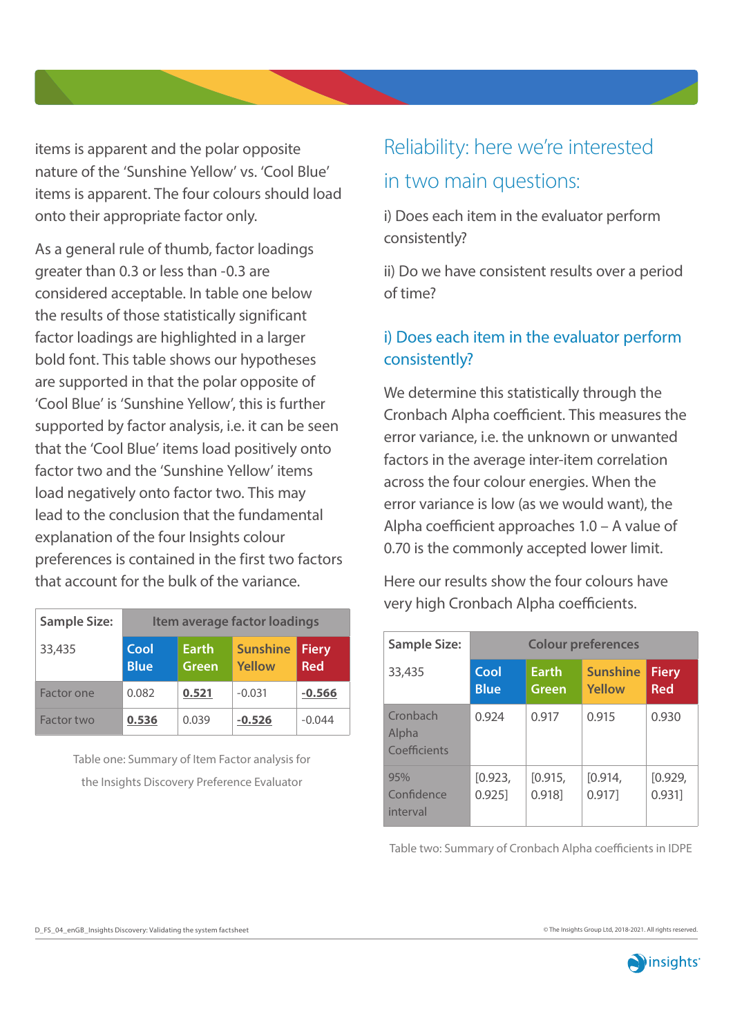items is apparent and the polar opposite nature of the 'Sunshine Yellow' vs. 'Cool Blue' items is apparent. The four colours should load onto their appropriate factor only.

As a general rule of thumb, factor loadings greater than 0.3 or less than -0.3 are considered acceptable. In table one below the results of those statistically significant factor loadings are highlighted in a larger bold font. This table shows our hypotheses are supported in that the polar opposite of 'Cool Blue' is 'Sunshine Yellow', this is further supported by factor analysis, i.e. it can be seen that the 'Cool Blue' items load positively onto factor two and the 'Sunshine Yellow' items load negatively onto factor two. This may lead to the conclusion that the fundamental explanation of the four Insights colour preferences is contained in the first two factors that account for the bulk of the variance.

| **Sample Size:** | **Item average factor loadings** | | | |
|---|---|---|---|---|
| 33,435 | **Cool Blue** | **Earth Green** | **Sunshine Yellow** | **Fiery Red** |
| Factor one | 0.082 | **0.521** | -0.031 | **-0.566** |
| Factor two | **0.536** | 0.039 | **-0.526** | -0.044 |

Table one: Summary of Item Factor analysis for the Insights Discovery Preference Evaluator

## Reliability: here we're interested in two main questions:

i) Does each item in the evaluator perform consistently?

ii) Do we have consistent results over a period of time?

### i) Does each item in the evaluator perform consistently?

We determine this statistically through the Cronbach Alpha coefficient. This measures the error variance, i.e. the unknown or unwanted factors in the average inter-item correlation across the four colour energies. When the error variance is low (as we would want), the Alpha coefficient approaches 1.0 – A value of 0.70 is the commonly accepted lower limit.

Here our results show the four colours have very high Cronbach Alpha coefficients.

| **Sample Size:** | **Colour preferences** | | | |
|---|---|---|---|---|
| 33,435 | **Cool Blue** | **Earth Green** | **Sunshine Yellow** | **Fiery Red** |
| Cronbach Alpha Coefficients | 0.924 | 0.917 | 0.915 | 0.930 |
| 95% Confidence interval | [0.923, 0.925] | [0.915, 0.918] | [0.914, 0.917] | [0.929, 0.931] |

Table two: Summary of Cronbach Alpha coefficients in IDPE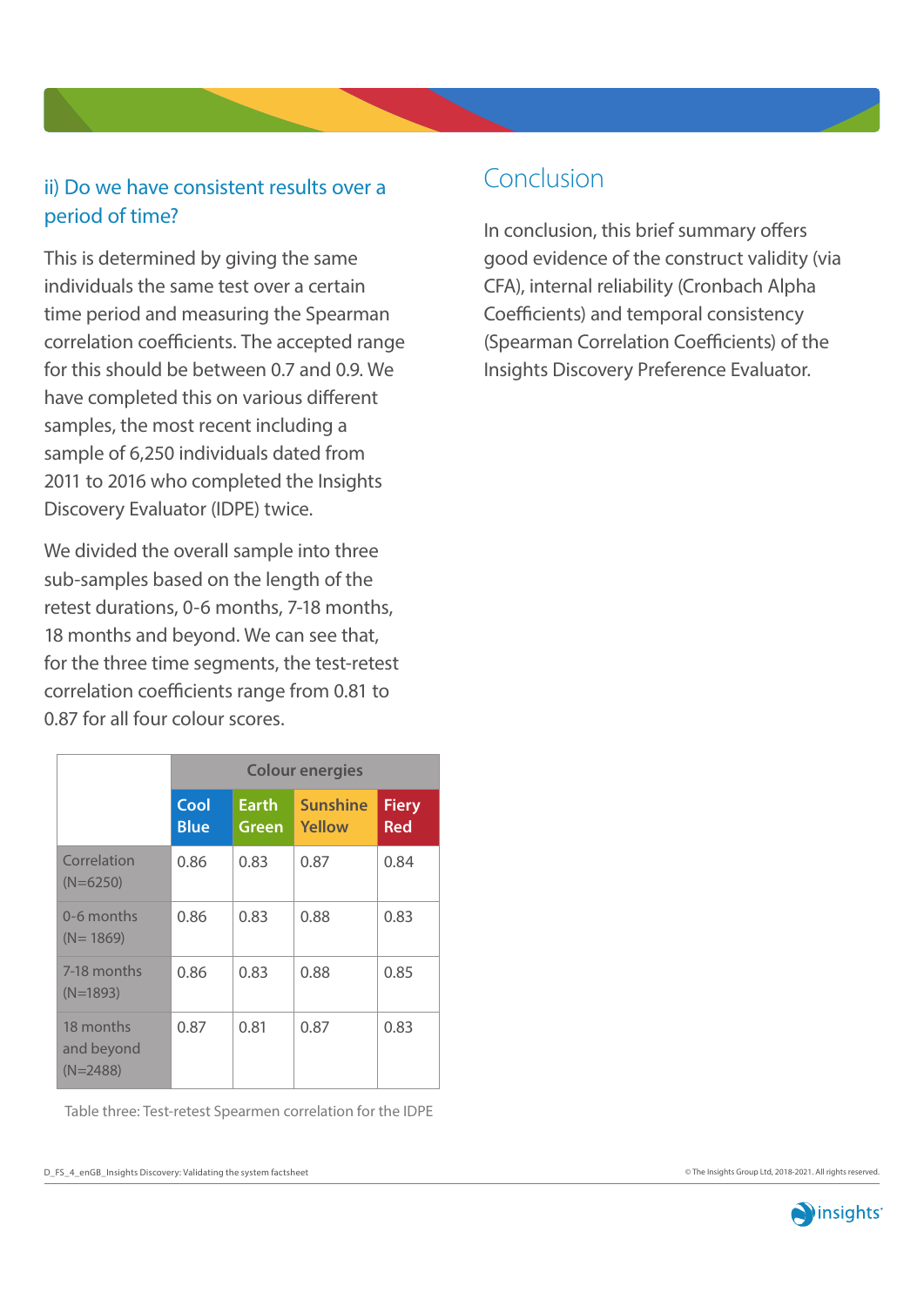### ii) Do we have consistent results over a period of time?

This is determined by giving the same individuals the same test over a certain time period and measuring the Spearman correlation coefficients. The accepted range for this should be between 0.7 and 0.9. We have completed this on various different samples, the most recent including a sample of 6,250 individuals dated from 2011 to 2016 who completed the Insights Discovery Evaluator (IDPE) twice.

We divided the overall sample into three sub-samples based on the length of the retest durations, 0-6 months, 7-18 months, 18 months and beyond. We can see that, for the three time segments, the test-retest correlation coefficients range from 0.81 to 0.87 for all four colour scores.

| | Colour energies | | | |
|---|---|---|---|---|
| | **Cool Blue** | **Earth Green** | **Sunshine Yellow** | **Fiery Red** |
| Correlation (N=6250) | 0.86 | 0.83 | 0.87 | 0.84 |
| 0-6 months (N= 1869) | 0.86 | 0.83 | 0.88 | 0.83 |
| 7-18 months (N=1893) | 0.86 | 0.83 | 0.88 | 0.85 |
| 18 months and beyond (N=2488) | 0.87 | 0.81 | 0.87 | 0.83 |

Table three: Test-retest Spearmen correlation for the IDPE

## Conclusion

In conclusion, this brief summary offers good evidence of the construct validity (via CFA), internal reliability (Cronbach Alpha Coefficients) and temporal consistency (Spearman Correlation Coefficients) of the Insights Discovery Preference Evaluator.